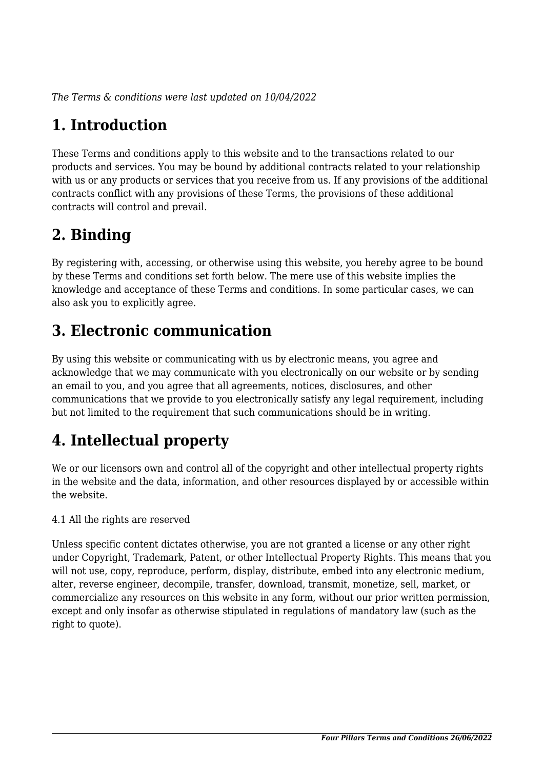*The Terms & conditions were last updated on 10/04/2022*

# 1. Introduction

These Terms and conditions apply to this website and to the transactions related to our products and services. You may be bound by additional contracts related to your relationship with us or any products or services that you receive from us. If any provisions of the additional contracts conflict with any provisions of these Terms, the provisions of these additional contracts will control and prevail.

# 2. Binding

By registering with, accessing, or otherwise using this website, you hereby agree to be bound by these Terms and conditions set forth below. The mere use of this website implies the knowledge and acceptance of these Terms and conditions. In some particular cases, we can also ask you to explicitly agree.

# 3. Electronic communication

By using this website or communicating with us by electronic means, you agree and acknowledge that we may communicate with you electronically on our website or by sending an email to you, and you agree that all agreements, notices, disclosures, and other communications that we provide to you electronically satisfy any legal requirement, including but not limited to the requirement that such communications should be in writing.

# 4. Intellectual property

We or our licensors own and control all of the copyright and other intellectual property rights in the website and the data, information, and other resources displayed by or accessible within the website.

4.1 All the rights are reserved

Unless specific content dictates otherwise, you are not granted a license or any other right under Copyright, Trademark, Patent, or other Intellectual Property Rights. This means that you will not use, copy, reproduce, perform, display, distribute, embed into any electronic medium, alter, reverse engineer, decompile, transfer, download, transmit, monetize, sell, market, or commercialize any resources on this website in any form, without our prior written permission, except and only insofar as otherwise stipulated in regulations of mandatory law (such as the right to quote).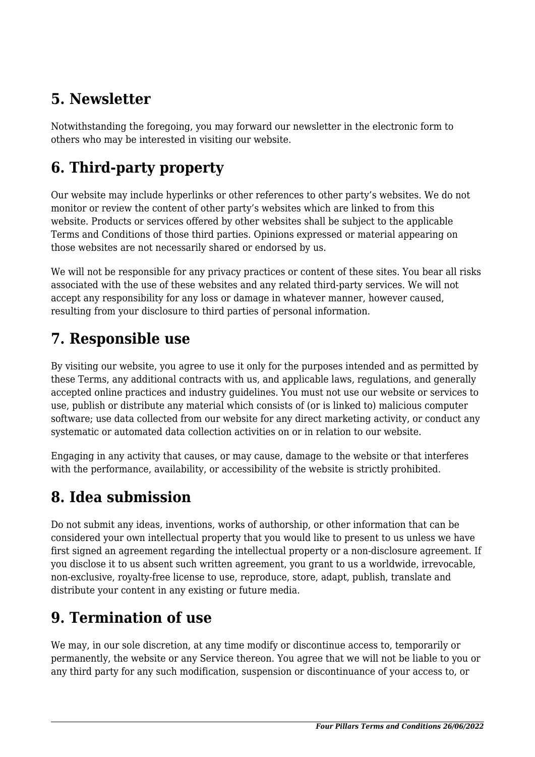## 5. Newsletter

Notwithstanding the foregoing, you may forward our newsletter in the electronic form to others who may be interested in visiting our website.

## 6. Third-party property

Our website may include hyperlinks or other references to other party's websites. We do not monitor or review the content of other party's websites which are linked to from this website. Products or services offered by other websites shall be subject to the applicable Terms and Conditions of those third parties. Opinions expressed or material appearing on those websites are not necessarily shared or endorsed by us.

We will not be responsible for any privacy practices or content of these sites. You bear all risks associated with the use of these websites and any related third-party services. We will not accept any responsibility for any loss or damage in whatever manner, however caused, resulting from your disclosure to third parties of personal information.

## 7. Responsible use

By visiting our website, you agree to use it only for the purposes intended and as permitted by these Terms, any additional contracts with us, and applicable laws, regulations, and generally accepted online practices and industry guidelines. You must not use our website or services to use, publish or distribute any material which consists of (or is linked to) malicious computer software; use data collected from our website for any direct marketing activity, or conduct any systematic or automated data collection activities on or in relation to our website.

Engaging in any activity that causes, or may cause, damage to the website or that interferes with the performance, availability, or accessibility of the website is strictly prohibited.

## 8. Idea submission

Do not submit any ideas, inventions, works of authorship, or other information that can be considered your own intellectual property that you would like to present to us unless we have first signed an agreement regarding the intellectual property or a non-disclosure agreement. If you disclose it to us absent such written agreement, you grant to us a worldwide, irrevocable, non-exclusive, royalty-free license to use, reproduce, store, adapt, publish, translate and distribute your content in any existing or future media.

## 9. Termination of use

We may, in our sole discretion, at any time modify or discontinue access to, temporarily or permanently, the website or any Service thereon. You agree that we will not be liable to you or any third party for any such modification, suspension or discontinuance of your access to, or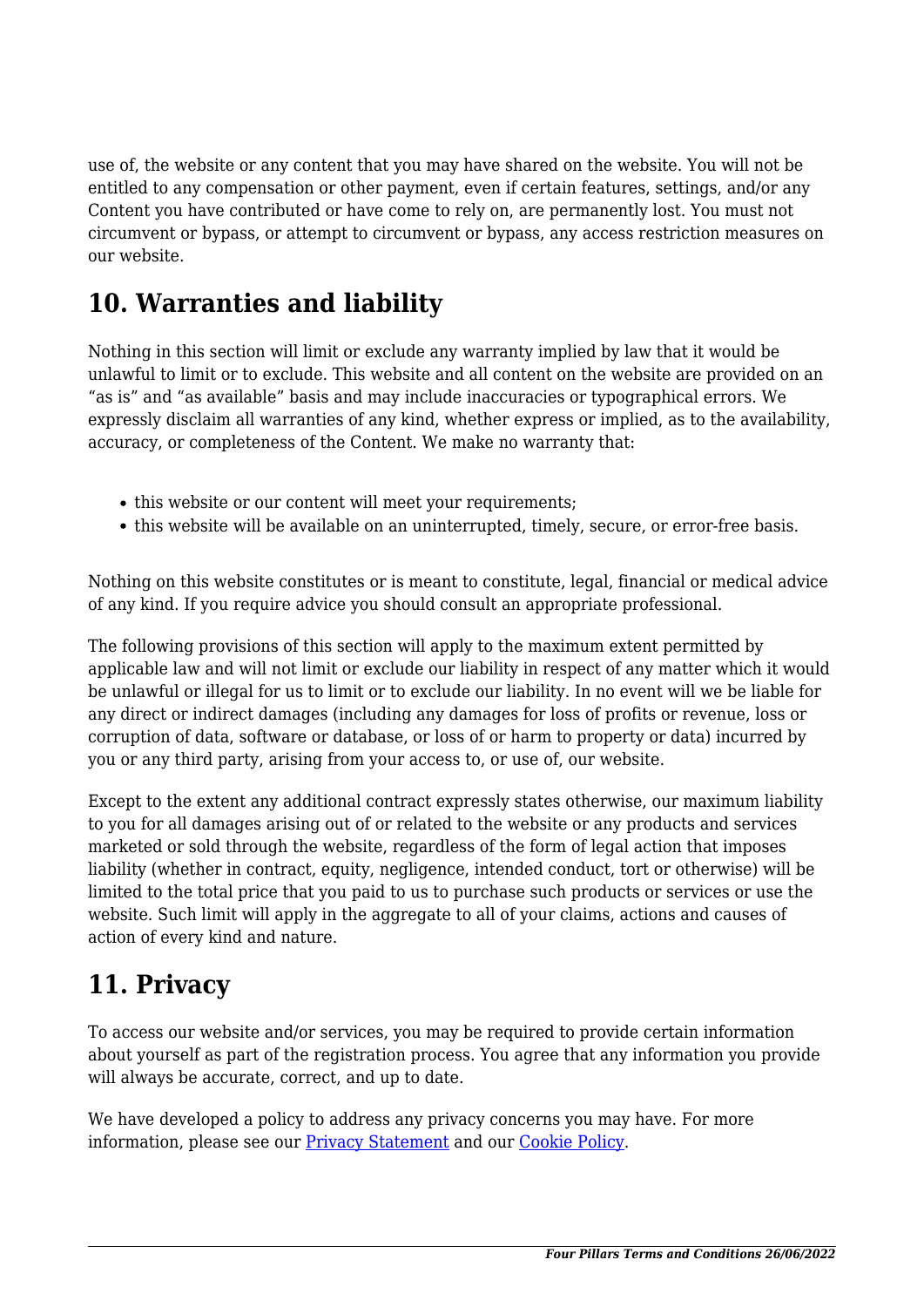use of, the website or any content that you may have shared on the website. You will not be entitled to any compensation or other payment, even if certain features, settings, and/or any Content you have contributed or have come to rely on, are permanently lost. You must not circumvent or bypass, or attempt to circumvent or bypass, any access restriction measures on our website.

## 10. Warranties and liability

Nothing in this section will limit or exclude any warranty implied by law that it would be unlawful to limit or to exclude. This website and all content on the website are provided on an "as is" and "as available" basis and may include inaccuracies or typographical errors. We expressly disclaim all warranties of any kind, whether express or implied, as to the availability, accuracy, or completeness of the Content. We make no warranty that:

- this website or our content will meet your requirements;
- this website will be available on an uninterrupted, timely, secure, or error-free basis.

Nothing on this website constitutes or is meant to constitute, legal, financial or medical advice of any kind. If you require advice you should consult an appropriate professional.

The following provisions of this section will apply to the maximum extent permitted by applicable law and will not limit or exclude our liability in respect of any matter which it would be unlawful or illegal for us to limit or to exclude our liability. In no event will we be liable for any direct or indirect damages (including any damages for loss of profits or revenue, loss or corruption of data, software or database, or loss of or harm to property or data) incurred by you or any third party, arising from your access to, or use of, our website.

Except to the extent any additional contract expressly states otherwise, our maximum liability to you for all damages arising out of or related to the website or any products and services marketed or sold through the website, regardless of the form of legal action that imposes liability (whether in contract, equity, negligence, intended conduct, tort or otherwise) will be limited to the total price that you paid to us to purchase such products or services or use the website. Such limit will apply in the aggregate to all of your claims, actions and causes of action of every kind and nature.

## 11. Privacy

To access our website and/or services, you may be required to provide certain information about yourself as part of the registration process. You agree that any information you provide will always be accurate, correct, and up to date.

We have developed a policy to address any privacy concerns you may have. For more information, please see our [Privacy Statement] and our [Cookie Policy].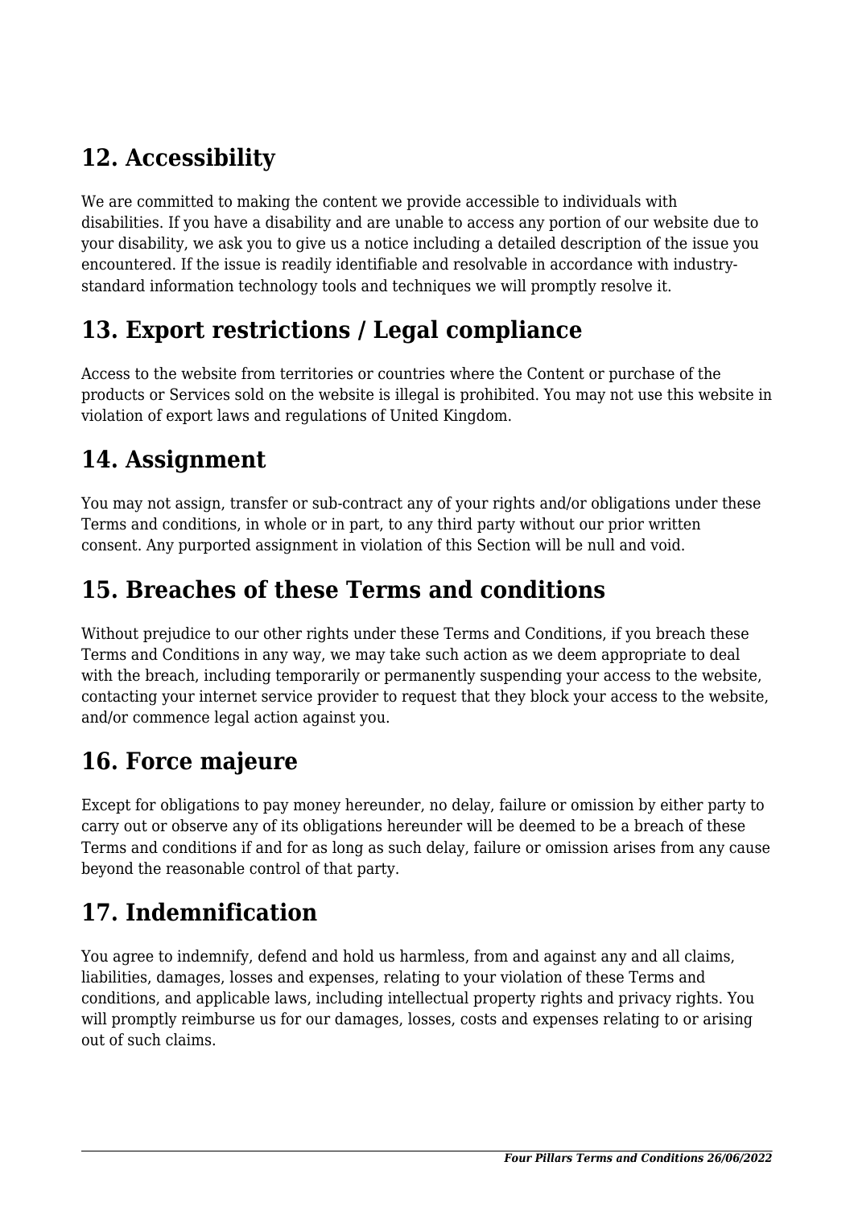## 12. Accessibility

We are committed to making the content we provide accessible to individuals with disabilities. If you have a disability and are unable to access any portion of our website due to your disability, we ask you to give us a notice including a detailed description of the issue you encountered. If the issue is readily identifiable and resolvable in accordance with industry-standard information technology tools and techniques we will promptly resolve it.

## 13. Export restrictions / Legal compliance

Access to the website from territories or countries where the Content or purchase of the products or Services sold on the website is illegal is prohibited. You may not use this website in violation of export laws and regulations of United Kingdom.

## 14. Assignment

You may not assign, transfer or sub-contract any of your rights and/or obligations under these Terms and conditions, in whole or in part, to any third party without our prior written consent. Any purported assignment in violation of this Section will be null and void.

## 15. Breaches of these Terms and conditions

Without prejudice to our other rights under these Terms and Conditions, if you breach these Terms and Conditions in any way, we may take such action as we deem appropriate to deal with the breach, including temporarily or permanently suspending your access to the website, contacting your internet service provider to request that they block your access to the website, and/or commence legal action against you.

## 16. Force majeure

Except for obligations to pay money hereunder, no delay, failure or omission by either party to carry out or observe any of its obligations hereunder will be deemed to be a breach of these Terms and conditions if and for as long as such delay, failure or omission arises from any cause beyond the reasonable control of that party.

## 17. Indemnification

You agree to indemnify, defend and hold us harmless, from and against any and all claims, liabilities, damages, losses and expenses, relating to your violation of these Terms and conditions, and applicable laws, including intellectual property rights and privacy rights. You will promptly reimburse us for our damages, losses, costs and expenses relating to or arising out of such claims.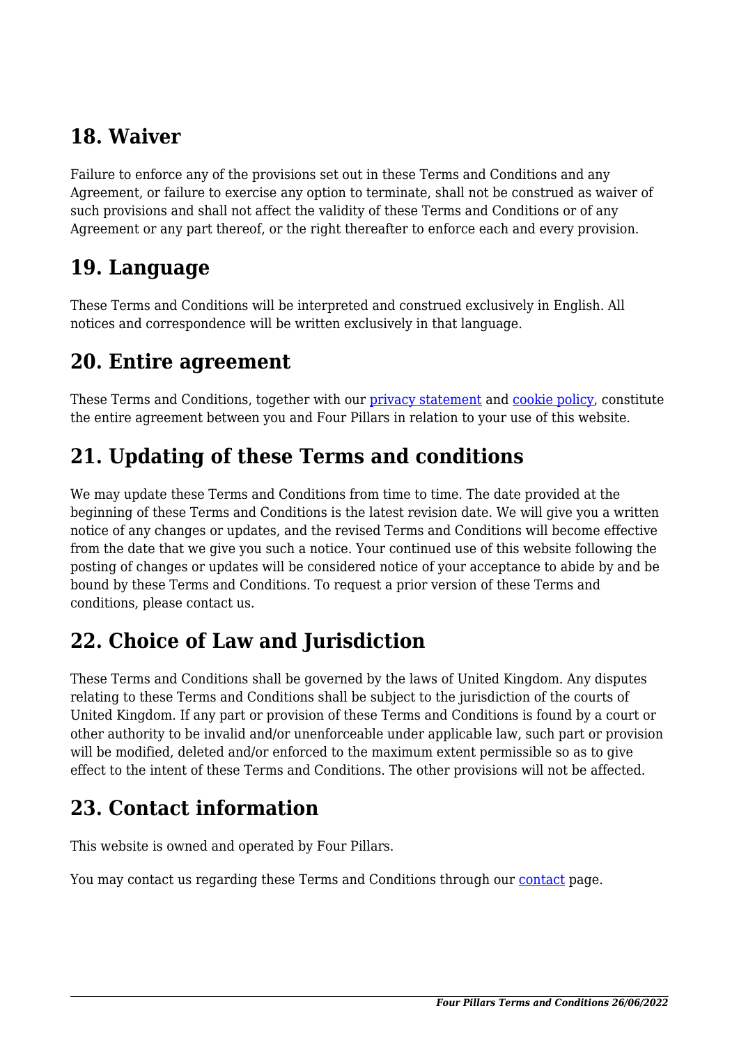## 18. Waiver

Failure to enforce any of the provisions set out in these Terms and Conditions and any Agreement, or failure to exercise any option to terminate, shall not be construed as waiver of such provisions and shall not affect the validity of these Terms and Conditions or of any Agreement or any part thereof, or the right thereafter to enforce each and every provision.

## 19. Language

These Terms and Conditions will be interpreted and construed exclusively in English. All notices and correspondence will be written exclusively in that language.

## 20. Entire agreement

These Terms and Conditions, together with our privacy statement and cookie policy, constitute the entire agreement between you and Four Pillars in relation to your use of this website.

## 21. Updating of these Terms and conditions

We may update these Terms and Conditions from time to time. The date provided at the beginning of these Terms and Conditions is the latest revision date. We will give you a written notice of any changes or updates, and the revised Terms and Conditions will become effective from the date that we give you such a notice. Your continued use of this website following the posting of changes or updates will be considered notice of your acceptance to abide by and be bound by these Terms and Conditions. To request a prior version of these Terms and conditions, please contact us.

## 22. Choice of Law and Jurisdiction

These Terms and Conditions shall be governed by the laws of United Kingdom. Any disputes relating to these Terms and Conditions shall be subject to the jurisdiction of the courts of United Kingdom. If any part or provision of these Terms and Conditions is found by a court or other authority to be invalid and/or unenforceable under applicable law, such part or provision will be modified, deleted and/or enforced to the maximum extent permissible so as to give effect to the intent of these Terms and Conditions. The other provisions will not be affected.

## 23. Contact information

This website is owned and operated by Four Pillars.

You may contact us regarding these Terms and Conditions through our contact page.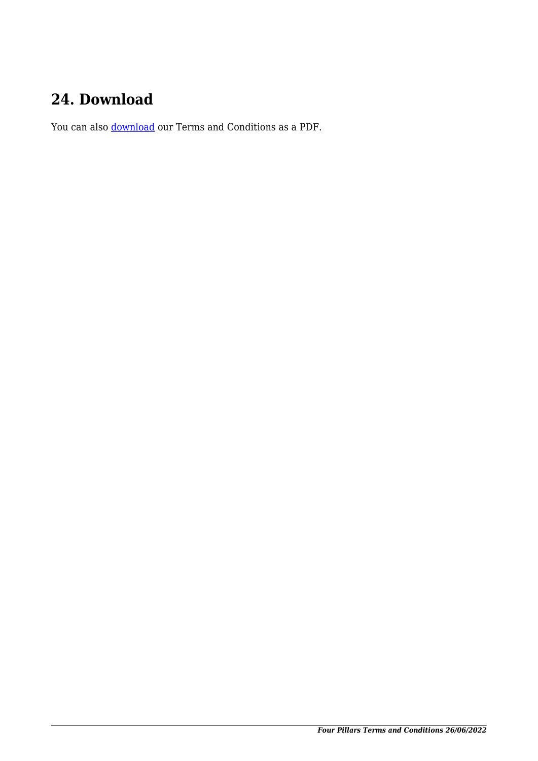## 24. Download

You can also download our Terms and Conditions as a PDF.